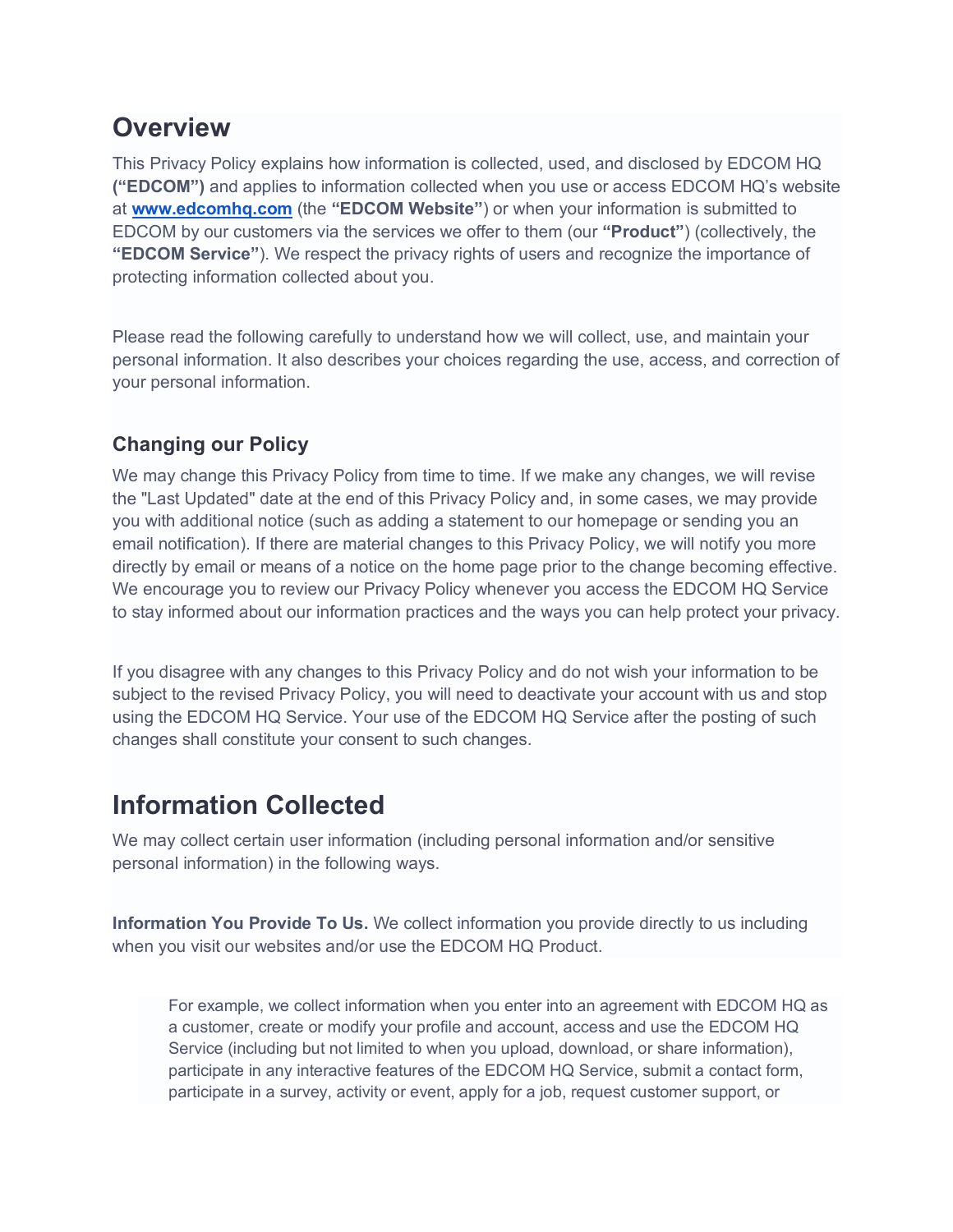# Overview

This Privacy Policy explains how information is collected, used, and disclosed by EDCOM HQ **("EDCOM")** and applies to information collected when you use or access EDCOM HQ's website at **[www.edcomhq.com](http://www.edcomhq.com)** (the **"EDCOM Website"**) or when your information is submitted to EDCOM by our customers via the services we offer to them (our **"Product"**) (collectively, the **"EDCOM Service"**). We respect the privacy rights of users and recognize the importance of protecting information collected about you.

Please read the following carefully to understand how we will collect, use, and maintain your personal information. It also describes your choices regarding the use, access, and correction of your personal information.

### Changing our Policy

We may change this Privacy Policy from time to time. If we make any changes, we will revise the "Last Updated" date at the end of this Privacy Policy and, in some cases, we may provide you with additional notice (such as adding a statement to our homepage or sending you an email notification). If there are material changes to this Privacy Policy, we will notify you more directly by email or means of a notice on the home page prior to the change becoming effective. We encourage you to review our Privacy Policy whenever you access the EDCOM HQ Service to stay informed about our information practices and the ways you can help protect your privacy.

If you disagree with any changes to this Privacy Policy and do not wish your information to be subject to the revised Privacy Policy, you will need to deactivate your account with us and stop using the EDCOM HQ Service. Your use of the EDCOM HQ Service after the posting of such changes shall constitute your consent to such changes.

# Information Collected

We may collect certain user information (including personal information and/or sensitive personal information) in the following ways.

**Information You Provide To Us.** We collect information you provide directly to us including when you visit our websites and/or use the EDCOM HQ Product.

> For example, we collect information when you enter into an agreement with EDCOM HQ as a customer, create or modify your profile and account, access and use the EDCOM HQ Service (including but not limited to when you upload, download, or share information), participate in any interactive features of the EDCOM HQ Service, submit a contact form, participate in a survey, activity or event, apply for a job, request customer support, or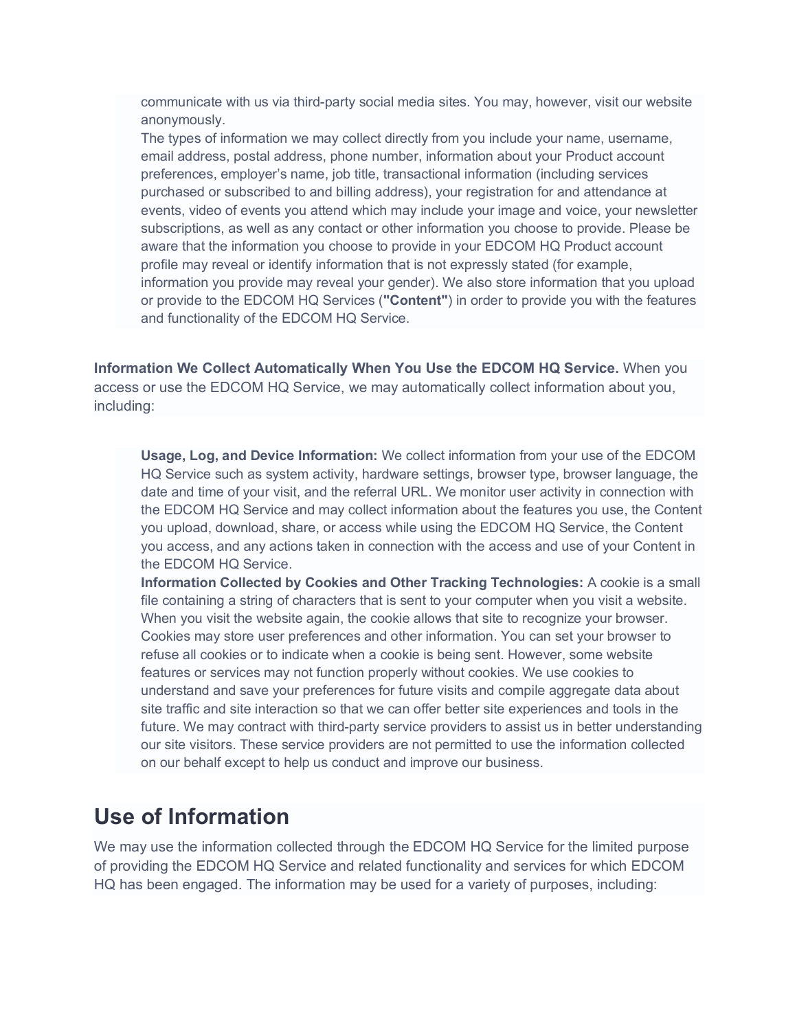communicate with us via third-party social media sites. You may, however, visit our website anonymously.

The types of information we may collect directly from you include your name, username, email address, postal address, phone number, information about your Product account preferences, employer's name, job title, transactional information (including services purchased or subscribed to and billing address), your registration for and attendance at events, video of events you attend which may include your image and voice, your newsletter subscriptions, as well as any contact or other information you choose to provide. Please be aware that the information you choose to provide in your EDCOM HQ Product account profile may reveal or identify information that is not expressly stated (for example, information you provide may reveal your gender). We also store information that you upload or provide to the EDCOM HQ Services (**"Content"**) in order to provide you with the features and functionality of the EDCOM HQ Service.

**Information We Collect Automatically When You Use the EDCOM HQ Service.** When you access or use the EDCOM HQ Service, we may automatically collect information about you, including:

**Usage, Log, and Device Information:** We collect information from your use of the EDCOM HQ Service such as system activity, hardware settings, browser type, browser language, the date and time of your visit, and the referral URL. We monitor user activity in connection with the EDCOM HQ Service and may collect information about the features you use, the Content you upload, download, share, or access while using the EDCOM HQ Service, the Content you access, and any actions taken in connection with the access and use of your Content in the EDCOM HQ Service.

**Information Collected by Cookies and Other Tracking Technologies:** A cookie is a small file containing a string of characters that is sent to your computer when you visit a website. When you visit the website again, the cookie allows that site to recognize your browser. Cookies may store user preferences and other information. You can set your browser to refuse all cookies or to indicate when a cookie is being sent. However, some website features or services may not function properly without cookies. We use cookies to understand and save your preferences for future visits and compile aggregate data about site traffic and site interaction so that we can offer better site experiences and tools in the future. We may contract with third-party service providers to assist us in better understanding our site visitors. These service providers are not permitted to use the information collected on our behalf except to help us conduct and improve our business.

## Use of Information

We may use the information collected through the EDCOM HQ Service for the limited purpose of providing the EDCOM HQ Service and related functionality and services for which EDCOM HQ has been engaged. The information may be used for a variety of purposes, including: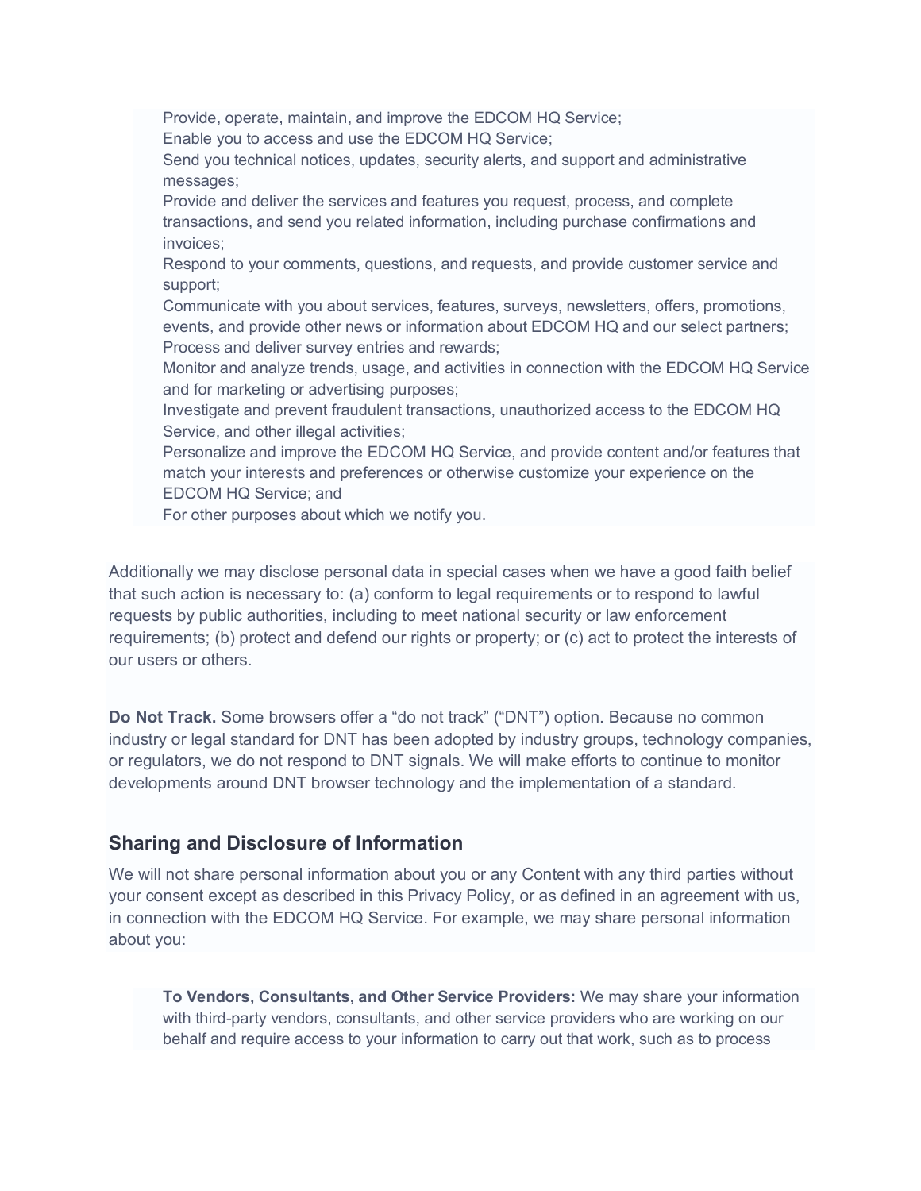- Provide, operate, maintain, and improve the EDCOM HQ Service;
- Enable you to access and use the EDCOM HQ Service;
- Send you technical notices, updates, security alerts, and support and administrative messages;
- Provide and deliver the services and features you request, process, and complete transactions, and send you related information, including purchase confirmations and invoices;
- Respond to your comments, questions, and requests, and provide customer service and support;
- Communicate with you about services, features, surveys, newsletters, offers, promotions, events, and provide other news or information about EDCOM HQ and our select partners;
- Process and deliver survey entries and rewards;
- Monitor and analyze trends, usage, and activities in connection with the EDCOM HQ Service and for marketing or advertising purposes;
- Investigate and prevent fraudulent transactions, unauthorized access to the EDCOM HQ Service, and other illegal activities;
- Personalize and improve the EDCOM HQ Service, and provide content and/or features that match your interests and preferences or otherwise customize your experience on the EDCOM HQ Service; and
- For other purposes about which we notify you.

Additionally we may disclose personal data in special cases when we have a good faith belief that such action is necessary to: (a) conform to legal requirements or to respond to lawful requests by public authorities, including to meet national security or law enforcement requirements; (b) protect and defend our rights or property; or (c) act to protect the interests of our users or others.

**Do Not Track.** Some browsers offer a “do not track” (“DNT”) option. Because no common industry or legal standard for DNT has been adopted by industry groups, technology companies, or regulators, we do not respond to DNT signals. We will make efforts to continue to monitor developments around DNT browser technology and the implementation of a standard.

## Sharing and Disclosure of Information

We will not share personal information about you or any Content with any third parties without your consent except as described in this Privacy Policy, or as defined in an agreement with us, in connection with the EDCOM HQ Service. For example, we may share personal information about you:

**To Vendors, Consultants, and Other Service Providers:** We may share your information with third-party vendors, consultants, and other service providers who are working on our behalf and require access to your information to carry out that work, such as to process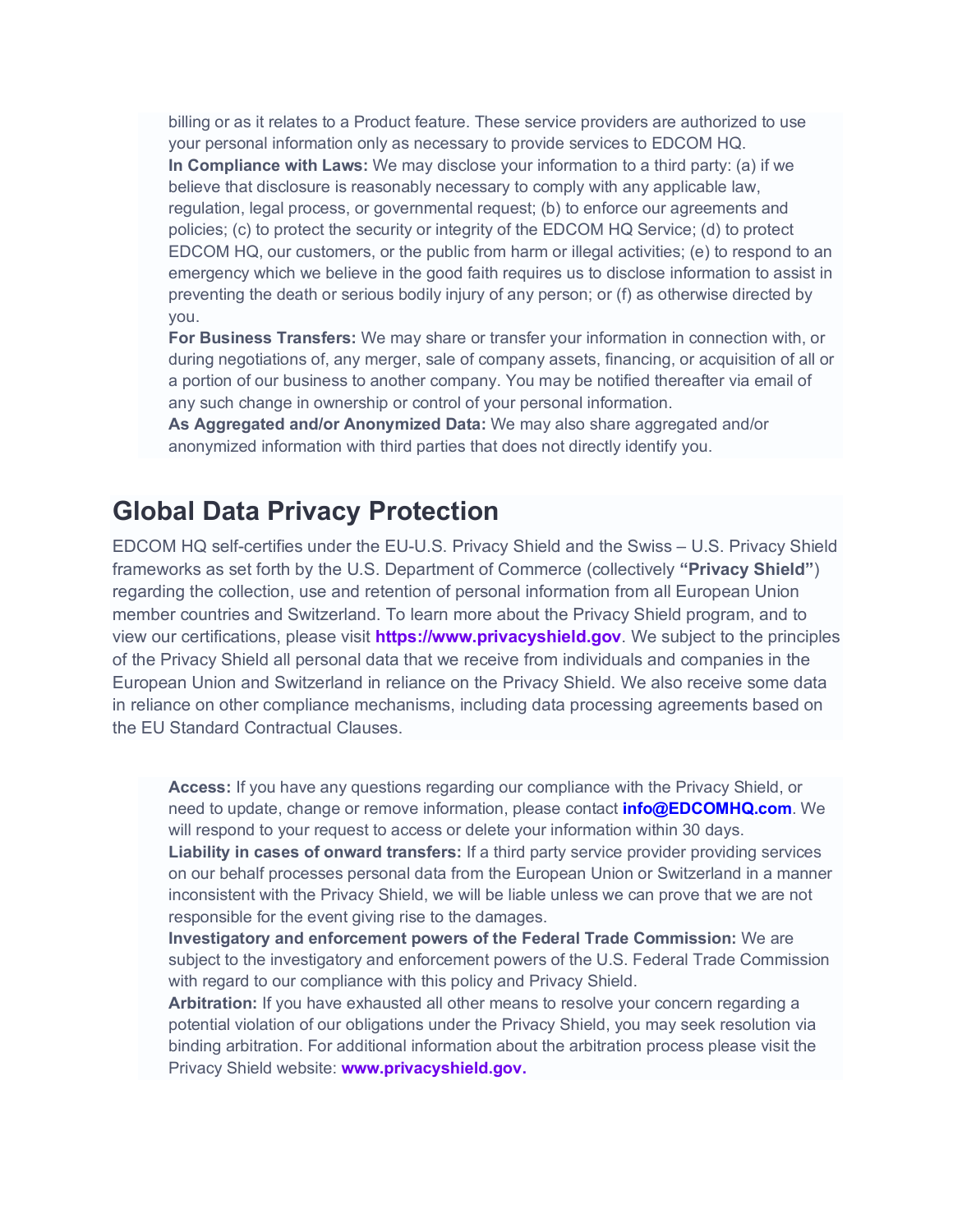billing or as it relates to a Product feature. These service providers are authorized to use your personal information only as necessary to provide services to EDCOM HQ.

**In Compliance with Laws:** We may disclose your information to a third party: (a) if we believe that disclosure is reasonably necessary to comply with any applicable law, regulation, legal process, or governmental request; (b) to enforce our agreements and policies; (c) to protect the security or integrity of the EDCOM HQ Service; (d) to protect EDCOM HQ, our customers, or the public from harm or illegal activities; (e) to respond to an emergency which we believe in the good faith requires us to disclose information to assist in preventing the death or serious bodily injury of any person; or (f) as otherwise directed by you.

**For Business Transfers:** We may share or transfer your information in connection with, or during negotiations of, any merger, sale of company assets, financing, or acquisition of all or a portion of our business to another company. You may be notified thereafter via email of any such change in ownership or control of your personal information.

**As Aggregated and/or Anonymized Data:** We may also share aggregated and/or anonymized information with third parties that does not directly identify you.

# Global Data Privacy Protection

EDCOM HQ self-certifies under the EU-U.S. Privacy Shield and the Swiss – U.S. Privacy Shield frameworks as set forth by the U.S. Department of Commerce (collectively **"Privacy Shield"**) regarding the collection, use and retention of personal information from all European Union member countries and Switzerland. To learn more about the Privacy Shield program, and to view our certifications, please visit **https://www.privacyshield.gov**. We subject to the principles of the Privacy Shield all personal data that we receive from individuals and companies in the European Union and Switzerland in reliance on the Privacy Shield. We also receive some data in reliance on other compliance mechanisms, including data processing agreements based on the EU Standard Contractual Clauses.

**Access:** If you have any questions regarding our compliance with the Privacy Shield, or need to update, change or remove information, please contact **info@EDCOMHQ.com**. We will respond to your request to access or delete your information within 30 days.

**Liability in cases of onward transfers:** If a third party service provider providing services on our behalf processes personal data from the European Union or Switzerland in a manner inconsistent with the Privacy Shield, we will be liable unless we can prove that we are not responsible for the event giving rise to the damages.

**Investigatory and enforcement powers of the Federal Trade Commission:** We are subject to the investigatory and enforcement powers of the U.S. Federal Trade Commission with regard to our compliance with this policy and Privacy Shield.

**Arbitration:** If you have exhausted all other means to resolve your concern regarding a potential violation of our obligations under the Privacy Shield, you may seek resolution via binding arbitration. For additional information about the arbitration process please visit the Privacy Shield website: **www.privacyshield.gov.**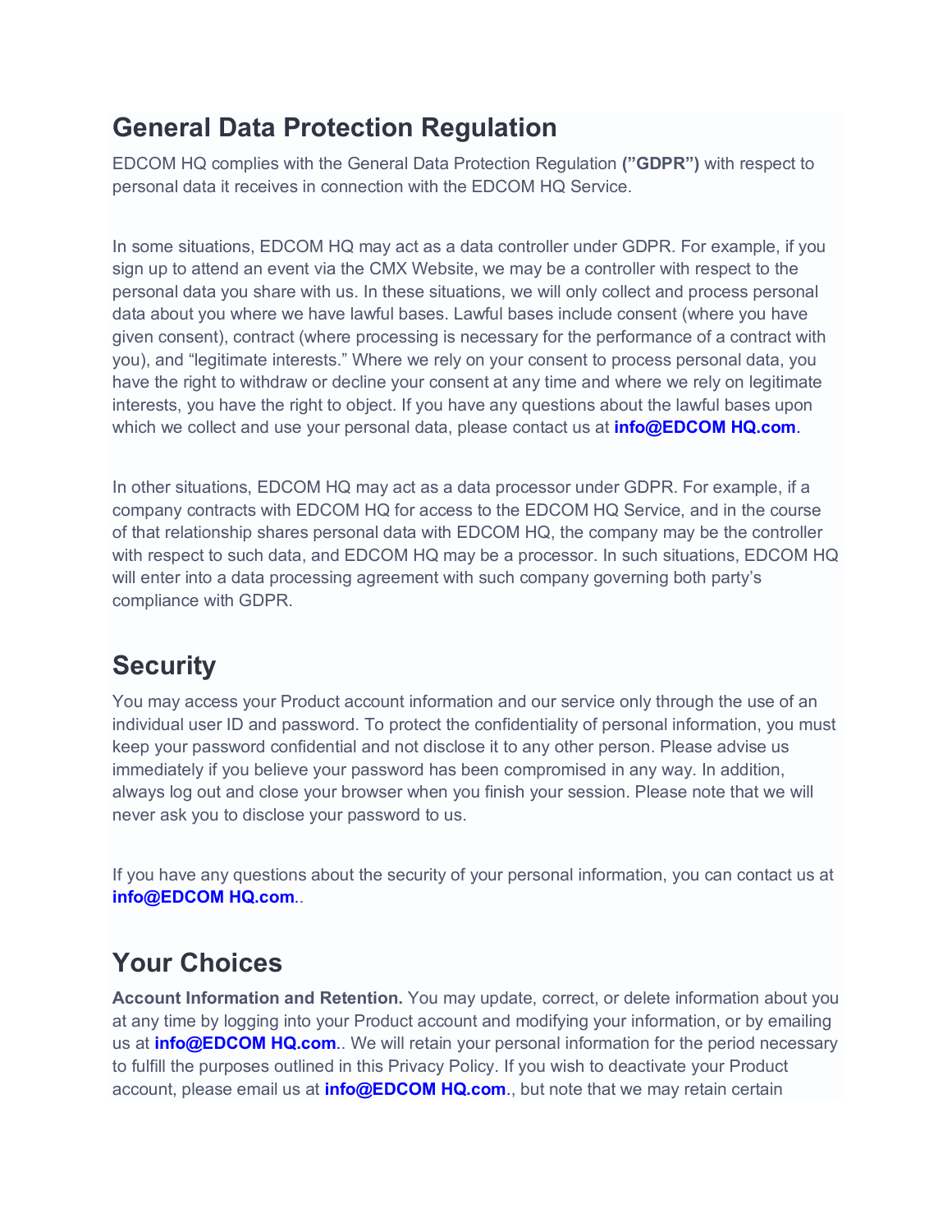## General Data Protection Regulation

EDCOM HQ complies with the General Data Protection Regulation **(”GDPR”)** with respect to personal data it receives in connection with the EDCOM HQ Service.

In some situations, EDCOM HQ may act as a data controller under GDPR. For example, if you sign up to attend an event via the CMX Website, we may be a controller with respect to the personal data you share with us. In these situations, we will only collect and process personal data about you where we have lawful bases. Lawful bases include consent (where you have given consent), contract (where processing is necessary for the performance of a contract with you), and “legitimate interests.” Where we rely on your consent to process personal data, you have the right to withdraw or decline your consent at any time and where we rely on legitimate interests, you have the right to object. If you have any questions about the lawful bases upon which we collect and use your personal data, please contact us at **info@EDCOM HQ.com**.

In other situations, EDCOM HQ may act as a data processor under GDPR. For example, if a company contracts with EDCOM HQ for access to the EDCOM HQ Service, and in the course of that relationship shares personal data with EDCOM HQ, the company may be the controller with respect to such data, and EDCOM HQ may be a processor. In such situations, EDCOM HQ will enter into a data processing agreement with such company governing both party’s compliance with GDPR.

## Security

You may access your Product account information and our service only through the use of an individual user ID and password. To protect the confidentiality of personal information, you must keep your password confidential and not disclose it to any other person. Please advise us immediately if you believe your password has been compromised in any way. In addition, always log out and close your browser when you finish your session. Please note that we will never ask you to disclose your password to us.

If you have any questions about the security of your personal information, you can contact us at **info@EDCOM HQ.com**..

## Your Choices

**Account Information and Retention.** You may update, correct, or delete information about you at any time by logging into your Product account and modifying your information, or by emailing us at **info@EDCOM HQ.com**.. We will retain your personal information for the period necessary to fulfill the purposes outlined in this Privacy Policy. If you wish to deactivate your Product account, please email us at **info@EDCOM HQ.com**., but note that we may retain certain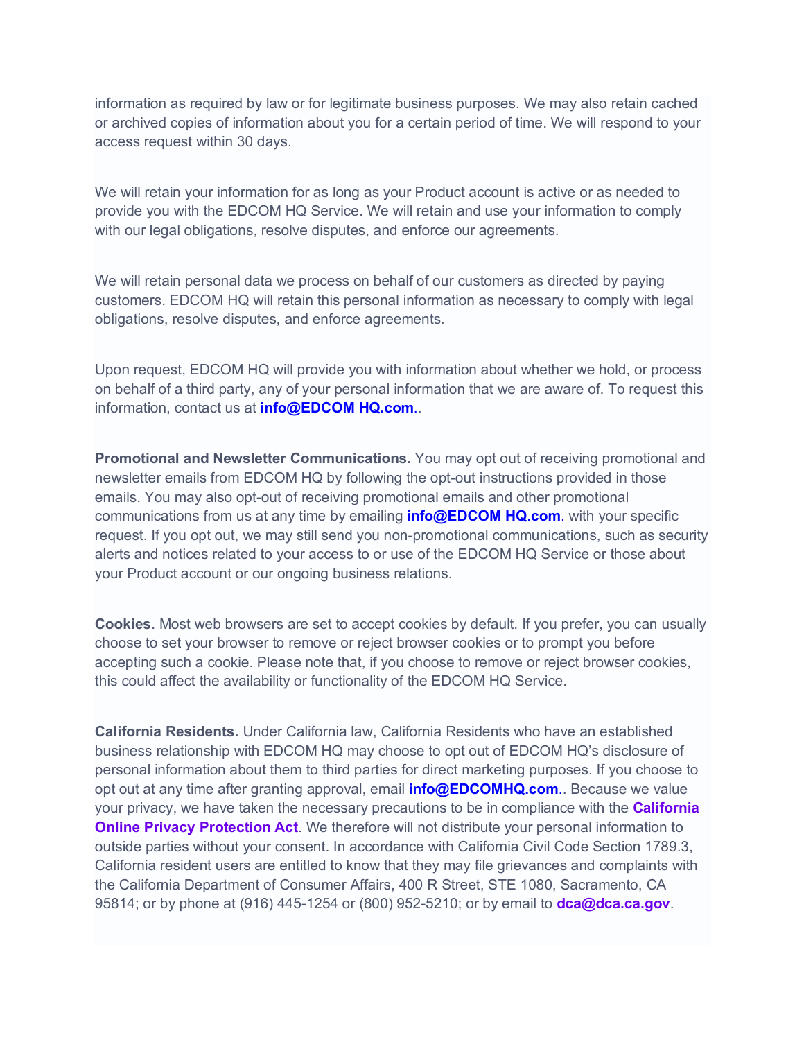information as required by law or for legitimate business purposes. We may also retain cached or archived copies of information about you for a certain period of time. We will respond to your access request within 30 days.

We will retain your information for as long as your Product account is active or as needed to provide you with the EDCOM HQ Service. We will retain and use your information to comply with our legal obligations, resolve disputes, and enforce our agreements.

We will retain personal data we process on behalf of our customers as directed by paying customers. EDCOM HQ will retain this personal information as necessary to comply with legal obligations, resolve disputes, and enforce agreements.

Upon request, EDCOM HQ will provide you with information about whether we hold, or process on behalf of a third party, any of your personal information that we are aware of. To request this information, contact us at **info@EDCOM HQ.com**..

**Promotional and Newsletter Communications.** You may opt out of receiving promotional and newsletter emails from EDCOM HQ by following the opt-out instructions provided in those emails. You may also opt-out of receiving promotional emails and other promotional communications from us at any time by emailing **info@EDCOM HQ.com**. with your specific request. If you opt out, we may still send you non-promotional communications, such as security alerts and notices related to your access to or use of the EDCOM HQ Service or those about your Product account or our ongoing business relations.

**Cookies**. Most web browsers are set to accept cookies by default. If you prefer, you can usually choose to set your browser to remove or reject browser cookies or to prompt you before accepting such a cookie. Please note that, if you choose to remove or reject browser cookies, this could affect the availability or functionality of the EDCOM HQ Service.

**California Residents.** Under California law, California Residents who have an established business relationship with EDCOM HQ may choose to opt out of EDCOM HQ's disclosure of personal information about them to third parties for direct marketing purposes. If you choose to opt out at any time after granting approval, email **info@EDCOMHQ.com**.. Because we value your privacy, we have taken the necessary precautions to be in compliance with the **California Online Privacy Protection Act**. We therefore will not distribute your personal information to outside parties without your consent. In accordance with California Civil Code Section 1789.3, California resident users are entitled to know that they may file grievances and complaints with the California Department of Consumer Affairs, 400 R Street, STE 1080, Sacramento, CA 95814; or by phone at (916) 445-1254 or (800) 952-5210; or by email to **dca@dca.ca.gov**.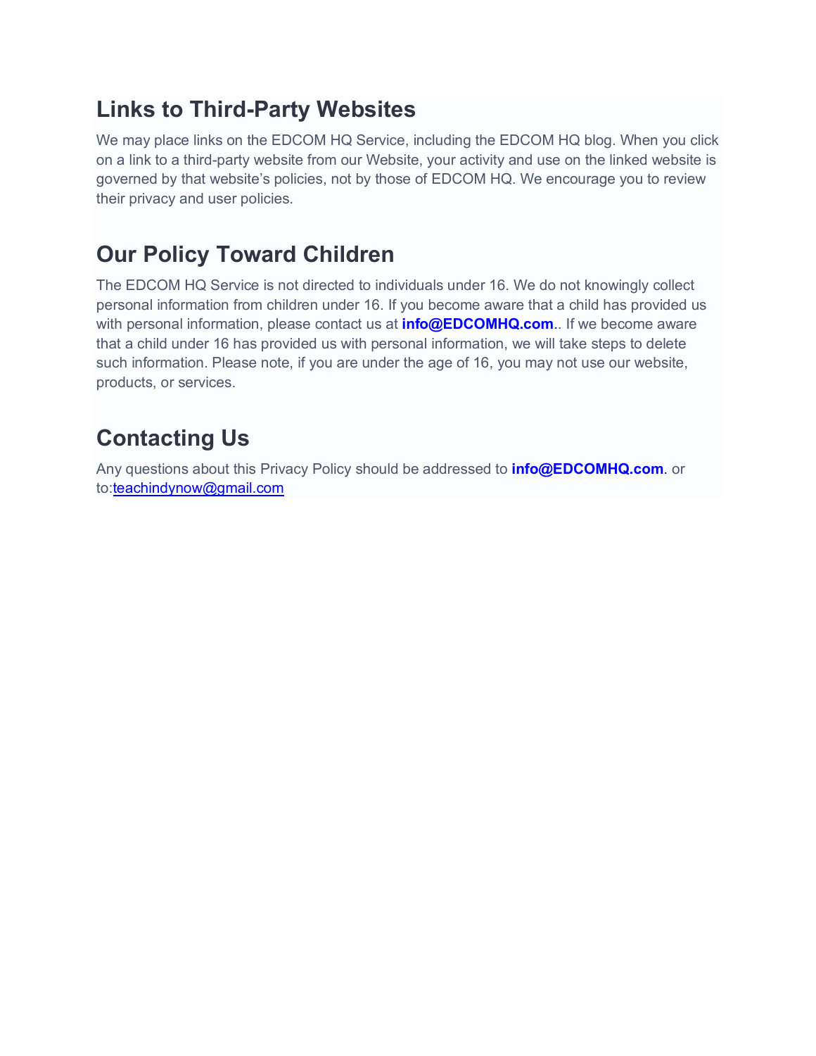## Links to Third-Party Websites

We may place links on the EDCOM HQ Service, including the EDCOM HQ blog. When you click on a link to a third-party website from our Website, your activity and use on the linked website is governed by that website's policies, not by those of EDCOM HQ. We encourage you to review their privacy and user policies.

## Our Policy Toward Children

The EDCOM HQ Service is not directed to individuals under 16. We do not knowingly collect personal information from children under 16. If you become aware that a child has provided us with personal information, please contact us at **info@EDCOMHQ.com**.. If we become aware that a child under 16 has provided us with personal information, we will take steps to delete such information. Please note, if you are under the age of 16, you may not use our website, products, or services.

## Contacting Us

Any questions about this Privacy Policy should be addressed to **info@EDCOMHQ.com**. or to:teachindynow@gmail.com